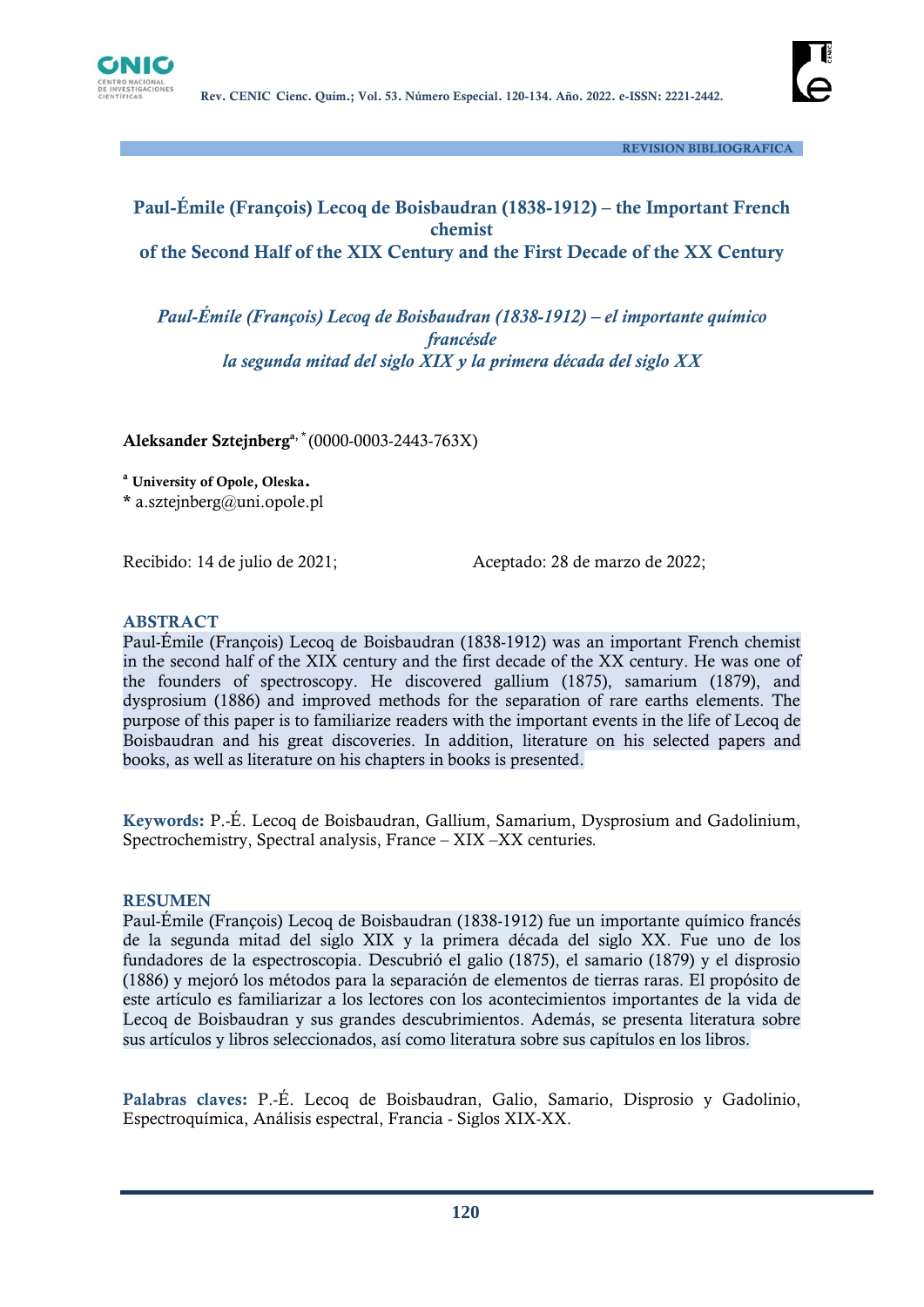REVISION BIBLIOGRAFICA

# Paul-Émile (François) Lecoq de Boisbaudran (1838-1912) – the Important French chemist of the Second Half of the XIX Century and the First Decade of the XX Century

## *Paul-Émile (François) Lecoq de Boisbaudran (1838-1912) – el importante químico francésde la segunda mitad del siglo XIX y la primera década del siglo XX*

**Aleksander Sztejnberg**[a, *] (0000-0003-2443-763X)

[a] **University of Opole, Oleska.**

\* a.sztejnberg@uni.opole.pl

Recibido: 14 de julio de 2021; Aceptado: 28 de marzo de 2022;

### ABSTRACT

Paul-Émile (François) Lecoq de Boisbaudran (1838-1912) was an important French chemist in the second half of the XIX century and the first decade of the XX century. He was one of the founders of spectroscopy. He discovered gallium (1875), samarium (1879), and dysprosium (1886) and improved methods for the separation of rare earths elements. The purpose of this paper is to familiarize readers with the important events in the life of Lecoq de Boisbaudran and his great discoveries. In addition, literature on his selected papers and books, as well as literature on his chapters in books is presented.

**Keywords:** P.-É. Lecoq de Boisbaudran, Gallium, Samarium, Dysprosium and Gadolinium, Spectrochemistry, Spectral analysis, France – XIX –XX centuries.

### RESUMEN

Paul-Émile (François) Lecoq de Boisbaudran (1838-1912) fue un importante químico francés de la segunda mitad del siglo XIX y la primera década del siglo XX. Fue uno de los fundadores de la espectroscopia. Descubrió el galio (1875), el samario (1879) y el disprosio (1886) y mejoró los métodos para la separación de elementos de tierras raras. El propósito de este artículo es familiarizar a los lectores con los acontecimientos importantes de la vida de Lecoq de Boisbaudran y sus grandes descubrimientos. Además, se presenta literatura sobre sus artículos y libros seleccionados, así como literatura sobre sus capítulos en los libros.

**Palabras claves:** P.-É. Lecoq de Boisbaudran, Galio, Samario, Disprosio y Gadolinio, Espectroquímica, Análisis espectral, Francia - Siglos XIX-XX.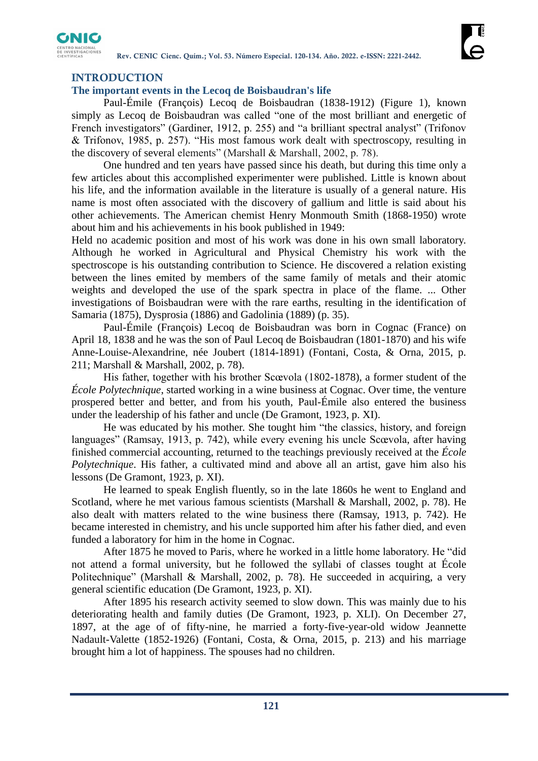# INTRODUCTION

## The important events in the Lecoq de Boisbaudran's life

Paul-Émile (François) Lecoq de Boisbaudran (1838-1912) (Figure 1), known simply as Lecoq de Boisbaudran was called "one of the most brilliant and energetic of French investigators" (Gardiner, 1912, p. 255) and "a brilliant spectral analyst" (Trifonov & Trifonov, 1985, p. 257). "His most famous work dealt with spectroscopy, resulting in the discovery of several elements" (Marshall & Marshall, 2002, p. 78).

One hundred and ten years have passed since his death, but during this time only a few articles about this accomplished experimenter were published. Little is known about his life, and the information available in the literature is usually of a general nature. His name is most often associated with the discovery of gallium and little is said about his other achievements. The American chemist Henry Monmouth Smith (1868-1950) wrote about him and his achievements in his book published in 1949:

Held no academic position and most of his work was done in his own small laboratory. Although he worked in Agricultural and Physical Chemistry his work with the spectroscope is his outstanding contribution to Science. He discovered a relation existing between the lines emited by members of the same family of metals and their atomic weights and developed the use of the spark spectra in place of the flame. ... Other investigations of Boisbaudran were with the rare earths, resulting in the identification of Samaria (1875), Dysprosia (1886) and Gadolinia (1889) (p. 35).

Paul-Émile (François) Lecoq de Boisbaudran was born in Cognac (France) on April 18, 1838 and he was the son of Paul Lecoq de Boisbaudran (1801-1870) and his wife Anne-Louise-Alexandrine, née Joubert (1814-1891) (Fontani, Costa, & Orna, 2015, p. 211; Marshall & Marshall, 2002, p. 78).

His father, together with his brother Scœvola (1802-1878), a former student of the *École Polytechnique*, started working in a wine business at Cognac. Over time, the venture prospered better and better, and from his youth, Paul-Émile also entered the business under the leadership of his father and uncle (De Gramont, 1923, p. XI).

He was educated by his mother. She tought him "the classics, history, and foreign languages" (Ramsay, 1913, p. 742), while every evening his uncle Scœvola, after having finished commercial accounting, returned to the teachings previously received at the *École Polytechnique*. His father, a cultivated mind and above all an artist, gave him also his lessons (De Gramont, 1923, p. XI).

He learned to speak English fluently, so in the late 1860s he went to England and Scotland, where he met various famous scientists (Marshall & Marshall, 2002, p. 78). He also dealt with matters related to the wine business there (Ramsay, 1913, p. 742). He became interested in chemistry, and his uncle supported him after his father died, and even funded a laboratory for him in the home in Cognac.

After 1875 he moved to Paris, where he worked in a little home laboratory. He "did not attend a formal university, but he followed the syllabi of classes tought at École Politechnique" (Marshall & Marshall, 2002, p. 78). He succeeded in acquiring, a very general scientific education (De Gramont, 1923, p. XI).

After 1895 his research activity seemed to slow down. This was mainly due to his deteriorating health and family duties (De Gramont, 1923, p. XLI). On December 27, 1897, at the age of fifty-nine, he married a forty-five-year-old widow Jeannette Nadault-Valette (1852-1926) (Fontani, Costa, & Orna, 2015, p. 213) and his marriage brought him a lot of happiness. The spouses had no children.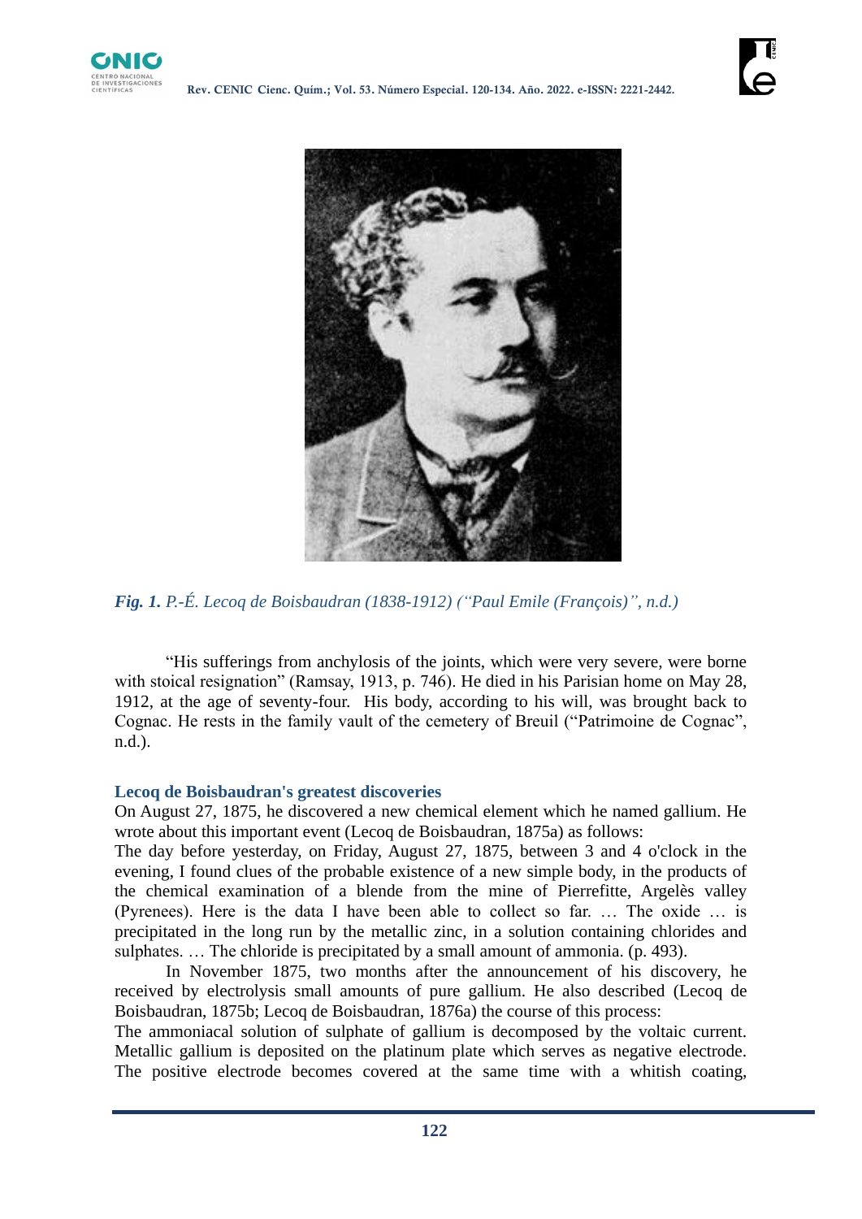*__Fig. 1.__ P.-É. Lecoq de Boisbaudran (1838-1912) ("Paul Emile (François)", n.d.)*

"His sufferings from anchylosis of the joints, which were very severe, were borne with stoical resignation" (Ramsay, 1913, p. 746). He died in his Parisian home on May 28, 1912, at the age of seventy-four. His body, according to his will, was brought back to Cognac. He rests in the family vault of the cemetery of Breuil ("Patrimoine de Cognac", n.d.).

### Lecoq de Boisbaudran's greatest discoveries

On August 27, 1875, he discovered a new chemical element which he named gallium. He wrote about this important event (Lecoq de Boisbaudran, 1875a) as follows:

The day before yesterday, on Friday, August 27, 1875, between 3 and 4 o'clock in the evening, I found clues of the probable existence of a new simple body, in the products of the chemical examination of a blende from the mine of Pierrefitte, Argelès valley (Pyrenees). Here is the data I have been able to collect so far. … The oxide … is precipitated in the long run by the metallic zinc, in a solution containing chlorides and sulphates. … The chloride is precipitated by a small amount of ammonia. (p. 493).

In November 1875, two months after the announcement of his discovery, he received by electrolysis small amounts of pure gallium. He also described (Lecoq de Boisbaudran, 1875b; Lecoq de Boisbaudran, 1876a) the course of this process:

The ammoniacal solution of sulphate of gallium is decomposed by the voltaic current. Metallic gallium is deposited on the platinum plate which serves as negative electrode. The positive electrode becomes covered at the same time with a whitish coating,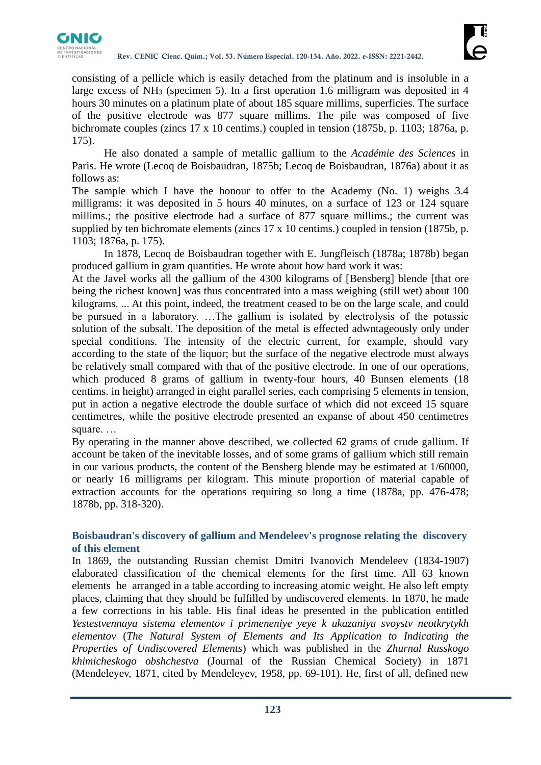consisting of a pellicle which is easily detached from the platinum and is insoluble in a large excess of $NH_3$ (specimen 5). In a first operation 1.6 milligram was deposited in 4 hours 30 minutes on a platinum plate of about 185 square millims, superficies. The surface of the positive electrode was 877 square millims. The pile was composed of five bichromate couples (zincs 17 x 10 centims.) coupled in tension (1875b, p. 1103; 1876a, p. 175).

He also donated a sample of metallic gallium to the *Académie des Sciences* in Paris. He wrote (Lecoq de Boisbaudran, 1875b; Lecoq de Boisbaudran, 1876a) about it as follows as:

The sample which I have the honour to offer to the Academy (No. 1) weighs 3.4 milligrams: it was deposited in 5 hours 40 minutes, on a surface of 123 or 124 square millims.; the positive electrode had a surface of 877 square millims.; the current was supplied by ten bichromate elements (zincs 17 x 10 centims.) coupled in tension (1875b, p. 1103; 1876a, p. 175).

In 1878, Lecoq de Boisbaudran together with E. Jungfleisch (1878a; 1878b) began produced gallium in gram quantities. He wrote about how hard work it was:

At the Javel works all the gallium of the 4300 kilograms of [Bensberg] blende [that ore being the richest known] was thus concentrated into a mass weighing (still wet) about 100 kilograms. ... At this point, indeed, the treatment ceased to be on the large scale, and could be pursued in a laboratory. …The gallium is isolated by electrolysis of the potassic solution of the subsalt. The deposition of the metal is effected adwntageously only under special conditions. The intensity of the electric current, for example, should vary according to the state of the liquor; but the surface of the negative electrode must always be relatively small compared with that of the positive electrode. In one of our operations, which produced 8 grams of gallium in twenty-four hours, 40 Bunsen elements (18 centims. in height) arranged in eight parallel series, each comprising 5 elements in tension, put in action a negative electrode the double surface of which did not exceed 15 square centimetres, while the positive electrode presented an expanse of about 450 centimetres square. …

By operating in the manner above described, we collected 62 grams of crude gallium. If account be taken of the inevitable losses, and of some grams of gallium which still remain in our various products, the content of the Bensberg blende may be estimated at 1/60000, or nearly 16 milligrams per kilogram. This minute proportion of material capable of extraction accounts for the operations requiring so long a time (1878a, pp. 476-478; 1878b, pp. 318-320).

## Boisbaudran's discovery of gallium and Mendeleev's prognose relating the discovery of this element

In 1869, the outstanding Russian chemist Dmitri Ivanovich Mendeleev (1834-1907) elaborated classification of the chemical elements for the first time. All 63 known elements he arranged in a table according to increasing atomic weight. He also left empty places, claiming that they should be fulfilled by undiscovered elements. In 1870, he made a few corrections in his table. His final ideas he presented in the publication entitled *Yestestvennaya sistema elementov i primeneniye yeye k ukazaniyu svoystv neotkrytykh elementov* (*The Natural System of Elements and Its Application to Indicating the Properties of Undiscovered Elements*) which was published in the *Zhurnal Russkogo khimicheskogo obshchestva* (Journal of the Russian Chemical Society) in 1871 (Mendeleyev, 1871, cited by Mendeleyev, 1958, pp. 69-101). He, first of all, defined new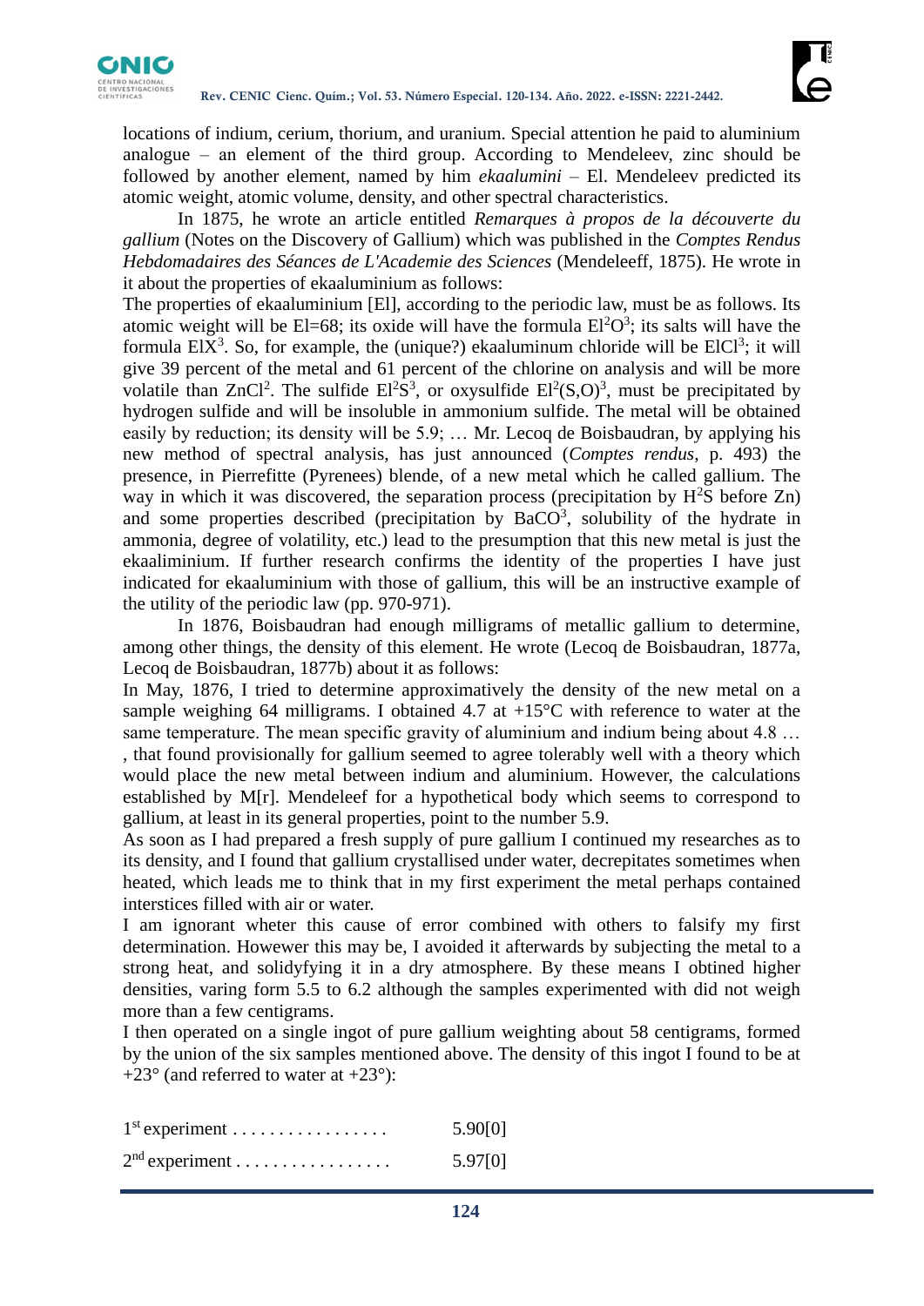locations of indium, cerium, thorium, and uranium. Special attention he paid to aluminium analogue – an element of the third group. According to Mendeleev, zinc should be followed by another element, named by him *ekaalumini* – El. Mendeleev predicted its atomic weight, atomic volume, density, and other spectral characteristics.

In 1875, he wrote an article entitled *Remarques à propos de la découverte du gallium* (Notes on the Discovery of Gallium) which was published in the *Comptes Rendus Hebdomadaires des Séances de L'Academie des Sciences* (Mendeleeff, 1875). He wrote in it about the properties of ekaaluminium as follows:

The properties of ekaaluminium [El], according to the periodic law, must be as follows. Its atomic weight will be El=68; its oxide will have the formula $El^2O^3$; its salts will have the formula $ElX^3$. So, for example, the (unique?) ekaaluminum chloride will be $ElCl^3$; it will give 39 percent of the metal and 61 percent of the chlorine on analysis and will be more volatile than $ZnCl^2$. The sulfide $El^2S^3$, or oxysulfide $El^2(S,O)^3$, must be precipitated by hydrogen sulfide and will be insoluble in ammonium sulfide. The metal will be obtained easily by reduction; its density will be 5.9; … Mr. Lecoq de Boisbaudran, by applying his new method of spectral analysis, has just announced (*Comptes rendus*, p. 493) the presence, in Pierrefitte (Pyrenees) blende, of a new metal which he called gallium. The way in which it was discovered, the separation process (precipitation by $H^2S$ before Zn) and some properties described (precipitation by $BaCO^3$, solubility of the hydrate in ammonia, degree of volatility, etc.) lead to the presumption that this new metal is just the ekaaliminium. If further research confirms the identity of the properties I have just indicated for ekaaluminium with those of gallium, this will be an instructive example of the utility of the periodic law (pp. 970-971).

In 1876, Boisbaudran had enough milligrams of metallic gallium to determine, among other things, the density of this element. He wrote (Lecoq de Boisbaudran, 1877a, Lecoq de Boisbaudran, 1877b) about it as follows:

In May, 1876, I tried to determine approximatively the density of the new metal on a sample weighing 64 milligrams. I obtained 4.7 at +15°C with reference to water at the same temperature. The mean specific gravity of aluminium and indium being about 4.8 … , that found provisionally for gallium seemed to agree tolerably well with a theory which would place the new metal between indium and aluminium. However, the calculations established by M[r]. Mendeleef for a hypothetical body which seems to correspond to gallium, at least in its general properties, point to the number 5.9.

As soon as I had prepared a fresh supply of pure gallium I continued my researches as to its density, and I found that gallium crystallised under water, decrepitates sometimes when heated, which leads me to think that in my first experiment the metal perhaps contained interstices filled with air or water.

I am ignorant wheter this cause of error combined with others to falsify my first determination. However this may be, I avoided it afterwards by subjecting the metal to a strong heat, and solidyfying it in a dry atmosphere. By these means I obtined higher densities, varing form 5.5 to 6.2 although the samples experimented with did not weigh more than a few centigrams.

I then operated on a single ingot of pure gallium weighting about 58 centigrams, formed by the union of the six samples mentioned above. The density of this ingot I found to be at +23° (and referred to water at +23°):

1st experiment . . . . . . . . . . . . . . . . . 5.90[0]

2nd experiment . . . . . . . . . . . . . . . . . 5.97[0]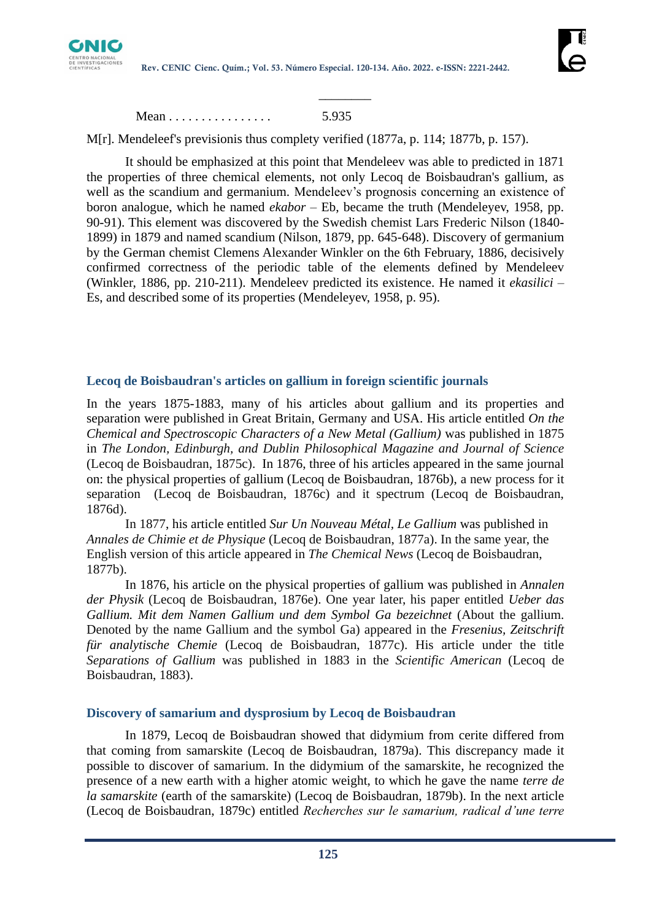\_\_\_\_\_\_\_\_

Mean . . . . . . . . . . . . . . . .      5.935

M[r]. Mendeleef's previsionis thus complety verified (1877a, p. 114; 1877b, p. 157).

It should be emphasized at this point that Mendeleev was able to predicted in 1871 the properties of three chemical elements, not only Lecoq de Boisbaudran's gallium, as well as the scandium and germanium. Mendeleev's prognosis concerning an existence of boron analogue, which he named *ekabor* – Eb, became the truth (Mendeleyev, 1958, pp. 90-91). This element was discovered by the Swedish chemist Lars Frederic Nilson (1840-1899) in 1879 and named scandium (Nilson, 1879, pp. 645-648). Discovery of germanium by the German chemist Clemens Alexander Winkler on the 6th February, 1886, decisively confirmed correctness of the periodic table of the elements defined by Mendeleev (Winkler, 1886, pp. 210-211). Mendeleev predicted its existence. He named it *ekasilici* – Es, and described some of its properties (Mendeleyev, 1958, p. 95).

## Lecoq de Boisbaudran's articles on gallium in foreign scientific journals

In the years 1875-1883, many of his articles about gallium and its properties and separation were published in Great Britain, Germany and USA. His article entitled *On the Chemical and Spectroscopic Characters of a New Metal (Gallium)* was published in 1875 in *The London, Edinburgh, and Dublin Philosophical Magazine and Journal of Science* (Lecoq de Boisbaudran, 1875c). In 1876, three of his articles appeared in the same journal on: the physical properties of gallium (Lecoq de Boisbaudran, 1876b), a new process for it separation (Lecoq de Boisbaudran, 1876c) and it spectrum (Lecoq de Boisbaudran, 1876d).

In 1877, his article entitled *Sur Un Nouveau Métal, Le Gallium* was published in *Annales de Chimie et de Physique* (Lecoq de Boisbaudran, 1877a). In the same year, the English version of this article appeared in *The Chemical News* (Lecoq de Boisbaudran, 1877b).

In 1876, his article on the physical properties of gallium was published in *Annalen der Physik* (Lecoq de Boisbaudran, 1876e). One year later, his paper entitled *Ueber das Gallium. Mit dem Namen Gallium und dem Symbol Ga bezeichnet* (About the gallium. Denoted by the name Gallium and the symbol Ga) appeared in the *Fresenius, Zeitschrift für analytische Chemie* (Lecoq de Boisbaudran, 1877c). His article under the title *Separations of Gallium* was published in 1883 in the *Scientific American* (Lecoq de Boisbaudran, 1883).

## Discovery of samarium and dysprosium by Lecoq de Boisbaudran

In 1879, Lecoq de Boisbaudran showed that didymium from cerite differed from that coming from samarskite (Lecoq de Boisbaudran, 1879a). This discrepancy made it possible to discover of samarium. In the didymium of the samarskite, he recognized the presence of a new earth with a higher atomic weight, to which he gave the name *terre de la samarskite* (earth of the samarskite) (Lecoq de Boisbaudran, 1879b). In the next article (Lecoq de Boisbaudran, 1879c) entitled *Recherches sur le samarium, radical d'une terre*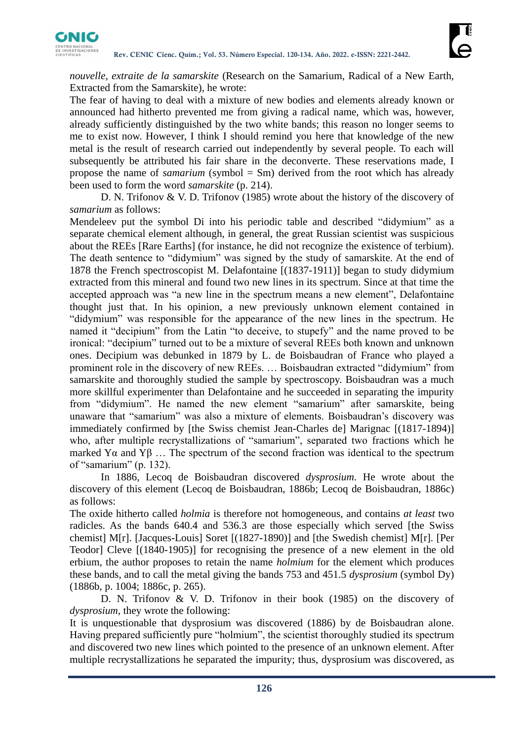*nouvelle, extraite de la samarskite* (Research on the Samarium, Radical of a New Earth, Extracted from the Samarskite), he wrote:

The fear of having to deal with a mixture of new bodies and elements already known or announced had hitherto prevented me from giving a radical name, which was, however, already sufficiently distinguished by the two white bands; this reason no longer seems to me to exist now. However, I think I should remind you here that knowledge of the new metal is the result of research carried out independently by several people. To each will subsequently be attributed his fair share in the deconverte. These reservations made, I propose the name of *samarium* (symbol = Sm) derived from the root which has already been used to form the word *samarskite* (p. 214).

D. N. Trifonov & V. D. Trifonov (1985) wrote about the history of the discovery of *samarium* as follows:

Mendeleev put the symbol Di into his periodic table and described "didymium" as a separate chemical element although, in general, the great Russian scientist was suspicious about the REEs [Rare Earths] (for instance, he did not recognize the existence of terbium). The death sentence to "didymium" was signed by the study of samarskite. At the end of 1878 the French spectroscopist M. Delafontaine [(1837-1911)] began to study didymium extracted from this mineral and found two new lines in its spectrum. Since at that time the accepted approach was "a new line in the spectrum means a new element", Delafontaine thought just that. In his opinion, a new previously unknown element contained in "didymium" was responsible for the appearance of the new lines in the spectrum. He named it "decipium" from the Latin "to deceive, to stupefy" and the name proved to be ironical: "decipium" turned out to be a mixture of several REEs both known and unknown ones. Decipium was debunked in 1879 by L. de Boisbaudran of France who played a prominent role in the discovery of new REEs. … Boisbaudran extracted "didymium" from samarskite and thoroughly studied the sample by spectroscopy. Boisbaudran was a much more skillful experimenter than Delafontaine and he succeeded in separating the impurity from "didymium". He named the new element "samarium" after samarskite, being unaware that "samarium" was also a mixture of elements. Boisbaudran's discovery was immediately confirmed by [the Swiss chemist Jean-Charles de] Marignac [(1817-1894)] who, after multiple recrystallizations of "samarium", separated two fractions which he marked Yα and Yβ … The spectrum of the second fraction was identical to the spectrum of "samarium" (p. 132).

In 1886, Lecoq de Boisbaudran discovered *dysprosium*. He wrote about the discovery of this element (Lecoq de Boisbaudran, 1886b; Lecoq de Boisbaudran, 1886c) as follows:

The oxide hitherto called *holmia* is therefore not homogeneous, and contains *at least* two radicles. As the bands 640.4 and 536.3 are those especially which served [the Swiss chemist] M[r]. [Jacques-Louis] Soret [(1827-1890)] and [the Swedish chemist] M[r]. [Per Teodor] Cleve [(1840-1905)] for recognising the presence of a new element in the old erbium, the author proposes to retain the name *holmium* for the element which produces these bands, and to call the metal giving the bands 753 and 451.5 *dysprosium* (symbol Dy) (1886b, p. 1004; 1886c, p. 265).

D. N. Trifonov & V. D. Trifonov in their book (1985) on the discovery of *dysprosium*, they wrote the following:

It is unquestionable that dysprosium was discovered (1886) by de Boisbaudran alone. Having prepared sufficiently pure "holmium", the scientist thoroughly studied its spectrum and discovered two new lines which pointed to the presence of an unknown element. After multiple recrystallizations he separated the impurity; thus, dysprosium was discovered, as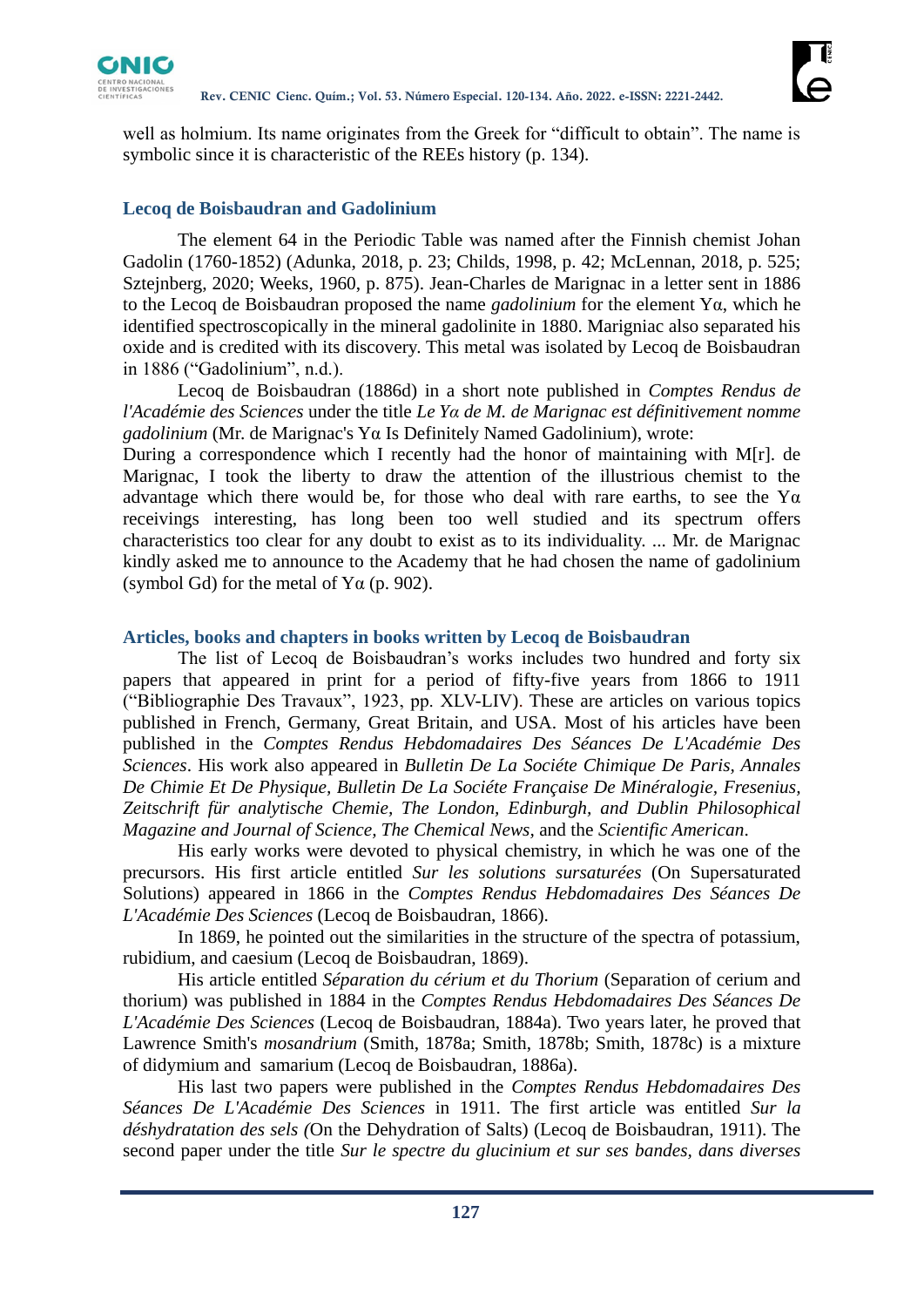well as holmium. Its name originates from the Greek for "difficult to obtain". The name is symbolic since it is characteristic of the REEs history (p. 134).

### Lecoq de Boisbaudran and Gadolinium

The element 64 in the Periodic Table was named after the Finnish chemist Johan Gadolin (1760-1852) (Adunka, 2018, p. 23; Childs, 1998, p. 42; McLennan, 2018, p. 525; Sztejnberg, 2020; Weeks, 1960, p. 875). Jean-Charles de Marignac in a letter sent in 1886 to the Lecoq de Boisbaudran proposed the name *gadolinium* for the element Yα, which he identified spectroscopically in the mineral gadolinite in 1880. Marigniac also separated his oxide and is credited with its discovery. This metal was isolated by Lecoq de Boisbaudran in 1886 ("Gadolinium", n.d.).

Lecoq de Boisbaudran (1886d) in a short note published in *Comptes Rendus de l'Académie des Sciences* under the title *Le Yα de M. de Marignac est définitivement nomme gadolinium* (Mr. de Marignac's Yα Is Definitely Named Gadolinium), wrote:

During a correspondence which I recently had the honor of maintaining with M[r]. de Marignac, I took the liberty to draw the attention of the illustrious chemist to the advantage which there would be, for those who deal with rare earths, to see the Yα receivings interesting, has long been too well studied and its spectrum offers characteristics too clear for any doubt to exist as to its individuality. ... Mr. de Marignac kindly asked me to announce to the Academy that he had chosen the name of gadolinium (symbol Gd) for the metal of Yα (p. 902).

### Articles, books and chapters in books written by Lecoq de Boisbaudran

The list of Lecoq de Boisbaudran's works includes two hundred and forty six papers that appeared in print for a period of fifty-five years from 1866 to 1911 ("Bibliographie Des Travaux", 1923, pp. XLV-LIV). These are articles on various topics published in French, Germany, Great Britain, and USA. Most of his articles have been published in the *Comptes Rendus Hebdomadaires Des Séances De L'Académie Des Sciences*. His work also appeared in *Bulletin De La Sociéte Chimique De Paris, Annales De Chimie Et De Physique, Bulletin De La Sociéte Française De Minéralogie, Fresenius, Zeitschrift für analytische Chemie, The London, Edinburgh, and Dublin Philosophical Magazine and Journal of Science, The Chemical News,* and the *Scientific American*.

His early works were devoted to physical chemistry, in which he was one of the precursors. His first article entitled *Sur les solutions sursaturées* (On Supersaturated Solutions) appeared in 1866 in the *Comptes Rendus Hebdomadaires Des Séances De L'Académie Des Sciences* (Lecoq de Boisbaudran, 1866).

In 1869, he pointed out the similarities in the structure of the spectra of potassium, rubidium, and caesium (Lecoq de Boisbaudran, 1869).

His article entitled *Séparation du cérium et du Thorium* (Separation of cerium and thorium) was published in 1884 in the *Comptes Rendus Hebdomadaires Des Séances De L'Académie Des Sciences* (Lecoq de Boisbaudran, 1884a). Two years later, he proved that Lawrence Smith's *mosandrium* (Smith, 1878a; Smith, 1878b; Smith, 1878c) is a mixture of didymium and samarium (Lecoq de Boisbaudran, 1886a).

His last two papers were published in the *Comptes Rendus Hebdomadaires Des Séances De L'Académie Des Sciences* in 1911. The first article was entitled *Sur la déshydratation des sels (*On the Dehydration of Salts) (Lecoq de Boisbaudran, 1911). The second paper under the title *Sur le spectre du glucinium et sur ses bandes, dans diverses*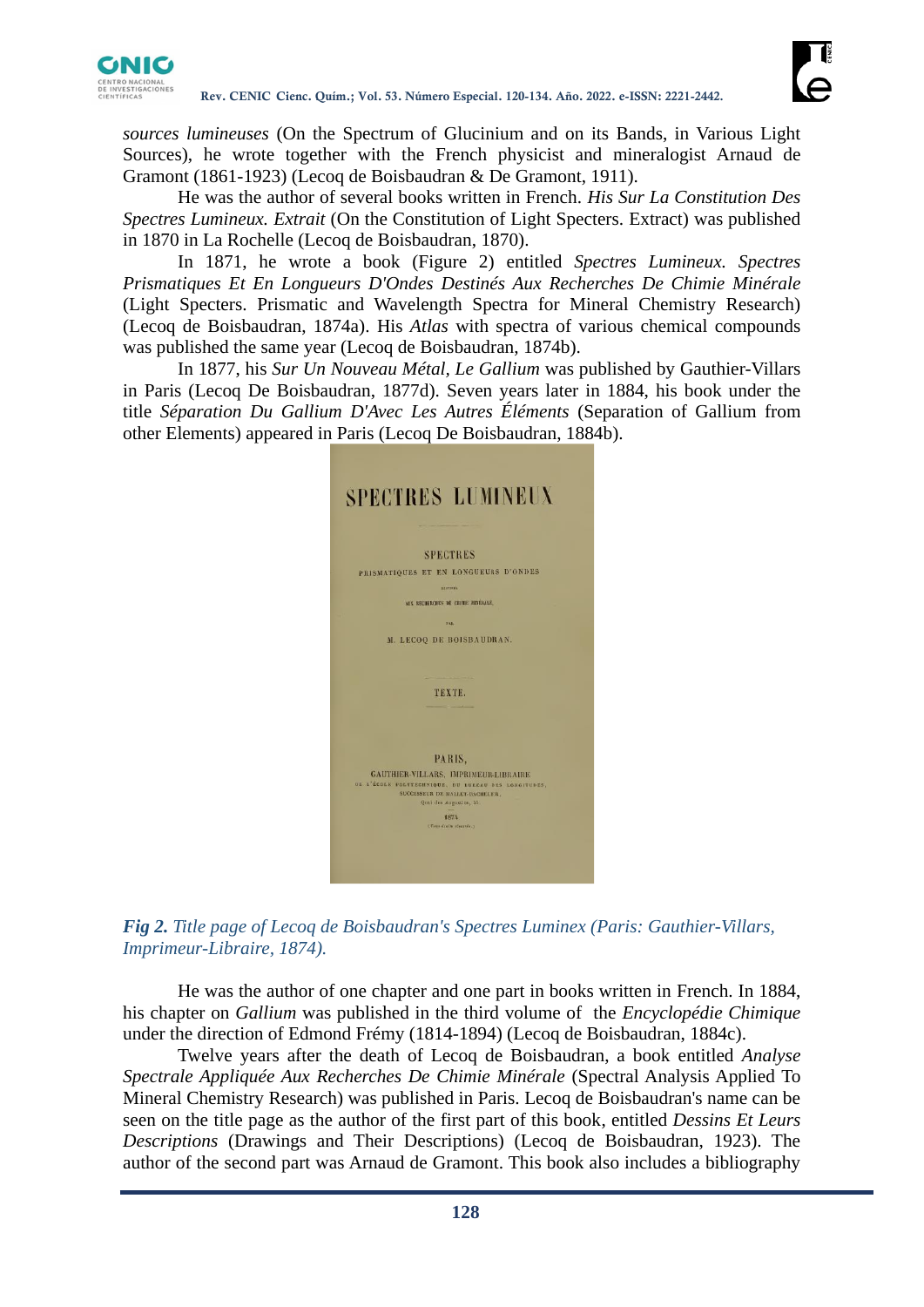*sources lumineuses* (On the Spectrum of Glucinium and on its Bands, in Various Light Sources), he wrote together with the French physicist and mineralogist Arnaud de Gramont (1861-1923) (Lecoq de Boisbaudran & De Gramont, 1911).

He was the author of several books written in French. *His Sur La Constitution Des Spectres Lumineux. Extrait* (On the Constitution of Light Specters. Extract) was published in 1870 in La Rochelle (Lecoq de Boisbaudran, 1870).

In 1871, he wrote a book (Figure 2) entitled *Spectres Lumineux. Spectres Prismatiques Et En Longueurs D'Ondes Destinés Aux Recherches De Chimie Minérale* (Light Specters. Prismatic and Wavelength Spectra for Mineral Chemistry Research) (Lecoq de Boisbaudran, 1874a). His *Atlas* with spectra of various chemical compounds was published the same year (Lecoq de Boisbaudran, 1874b).

In 1877, his *Sur Un Nouveau Métal, Le Gallium* was published by Gauthier-Villars in Paris (Lecoq De Boisbaudran, 1877d). Seven years later in 1884, his book under the title *Séparation Du Gallium D'Avec Les Autres Éléments* (Separation of Gallium from other Elements) appeared in Paris (Lecoq De Boisbaudran, 1884b).

***Fig 2.*** *Title page of Lecoq de Boisbaudran's Spectres Luminex (Paris: Gauthier-Villars, Imprimeur-Libraire, 1874).*

He was the author of one chapter and one part in books written in French. In 1884, his chapter on *Gallium* was published in the third volume of the *Encyclopédie Chimique* under the direction of Edmond Frémy (1814-1894) (Lecoq de Boisbaudran, 1884c).

Twelve years after the death of Lecoq de Boisbaudran, a book entitled *Analyse Spectrale Appliquée Aux Recherches De Chimie Minérale* (Spectral Analysis Applied To Mineral Chemistry Research) was published in Paris. Lecoq de Boisbaudran's name can be seen on the title page as the author of the first part of this book, entitled *Dessins Et Leurs Descriptions* (Drawings and Their Descriptions) (Lecoq de Boisbaudran, 1923). The author of the second part was Arnaud de Gramont. This book also includes a bibliography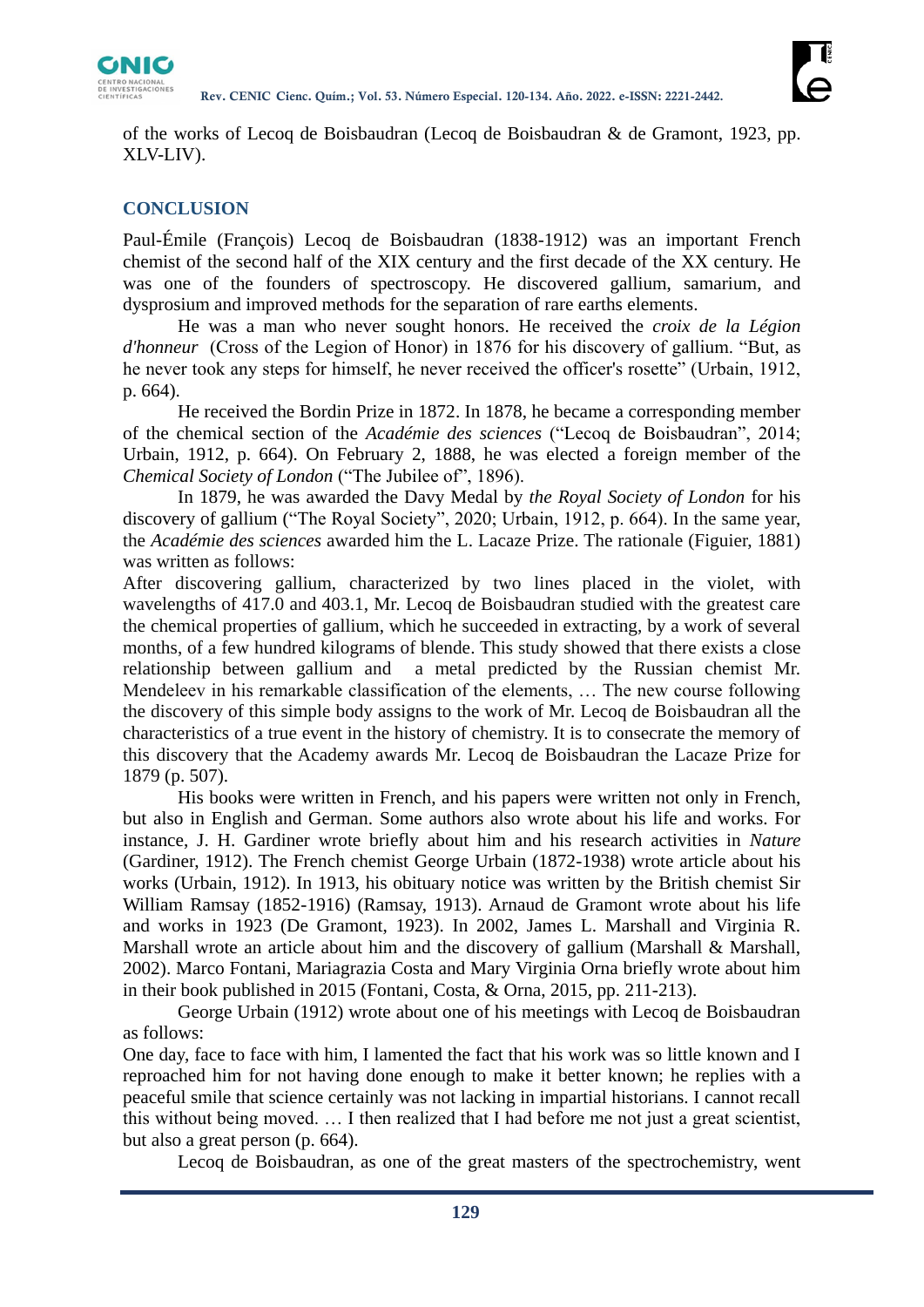of the works of Lecoq de Boisbaudran (Lecoq de Boisbaudran & de Gramont, 1923, pp. XLV-LIV).

## CONCLUSION

Paul-Émile (François) Lecoq de Boisbaudran (1838-1912) was an important French chemist of the second half of the XIX century and the first decade of the XX century. He was one of the founders of spectroscopy. He discovered gallium, samarium, and dysprosium and improved methods for the separation of rare earths elements.

He was a man who never sought honors. He received the *croix de la Légion d'honneur* (Cross of the Legion of Honor) in 1876 for his discovery of gallium. "But, as he never took any steps for himself, he never received the officer's rosette" (Urbain, 1912, p. 664).

He received the Bordin Prize in 1872. In 1878, he became a corresponding member of the chemical section of the *Académie des sciences* ("Lecoq de Boisbaudran", 2014; Urbain, 1912, p. 664). On February 2, 1888, he was elected a foreign member of the *Chemical Society of London* ("The Jubilee of", 1896).

In 1879, he was awarded the Davy Medal by *the Royal Society of London* for his discovery of gallium ("The Royal Society", 2020; Urbain, 1912, p. 664). In the same year, the *Académie des sciences* awarded him the L. Lacaze Prize. The rationale (Figuier, 1881) was written as follows:

After discovering gallium, characterized by two lines placed in the violet, with wavelengths of 417.0 and 403.1, Mr. Lecoq de Boisbaudran studied with the greatest care the chemical properties of gallium, which he succeeded in extracting, by a work of several months, of a few hundred kilograms of blende. This study showed that there exists a close relationship between gallium and a metal predicted by the Russian chemist Mr. Mendeleev in his remarkable classification of the elements, … The new course following the discovery of this simple body assigns to the work of Mr. Lecoq de Boisbaudran all the characteristics of a true event in the history of chemistry. It is to consecrate the memory of this discovery that the Academy awards Mr. Lecoq de Boisbaudran the Lacaze Prize for 1879 (p. 507).

His books were written in French, and his papers were written not only in French, but also in English and German. Some authors also wrote about his life and works. For instance, J. H. Gardiner wrote briefly about him and his research activities in *Nature* (Gardiner, 1912). The French chemist George Urbain (1872-1938) wrote article about his works (Urbain, 1912). In 1913, his obituary notice was written by the British chemist Sir William Ramsay (1852-1916) (Ramsay, 1913). Arnaud de Gramont wrote about his life and works in 1923 (De Gramont, 1923). In 2002, James L. Marshall and Virginia R. Marshall wrote an article about him and the discovery of gallium (Marshall & Marshall, 2002). Marco Fontani, Mariagrazia Costa and Mary Virginia Orna briefly wrote about him in their book published in 2015 (Fontani, Costa, & Orna, 2015, pp. 211-213).

George Urbain (1912) wrote about one of his meetings with Lecoq de Boisbaudran as follows:

One day, face to face with him, I lamented the fact that his work was so little known and I reproached him for not having done enough to make it better known; he replies with a peaceful smile that science certainly was not lacking in impartial historians. I cannot recall this without being moved. … I then realized that I had before me not just a great scientist, but also a great person (p. 664).

Lecoq de Boisbaudran, as one of the great masters of the spectrochemistry, went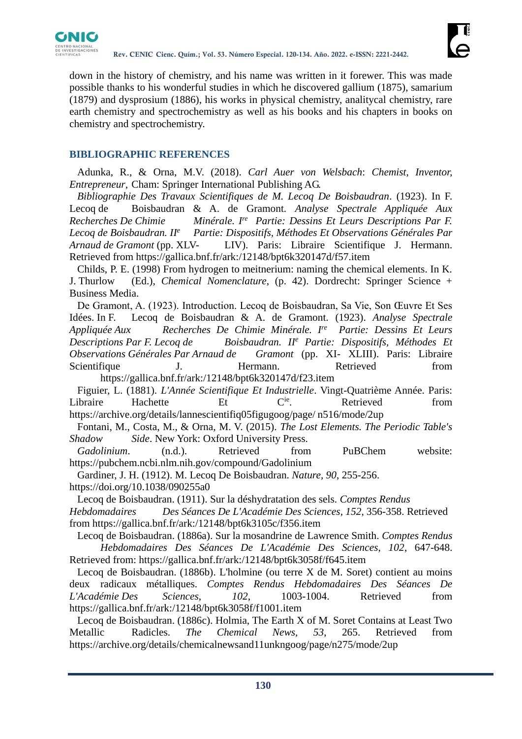down in the history of chemistry, and his name was written in it forewer. This was made possible thanks to his wonderful studies in which he discovered gallium (1875), samarium (1879) and dysprosium (1886), his works in physical chemistry, analitycal chemistry, rare earth chemistry and spectrochemistry as well as his books and his chapters in books on chemistry and spectrochemistry.

## BIBLIOGRAPHIC REFERENCES

Adunka, R., & Orna, M.V. (2018). *Carl Auer von Welsbach*: *Chemist, Inventor, Entrepreneur*, Cham: Springer International Publishing AG.

*Bibliographie Des Travaux Scientifiques de M. Lecoq De Boisbaudran*. (1923). In F. Lecoq de Boisbaudran & A. de Gramont. *Analyse Spectrale Appliquée Aux Recherches De Chimie Minérale. I^re^ Partie: Dessins Et Leurs Descriptions Par F. Lecoq de Boisbaudran. II^e^ Partie: Dispositifs, Méthodes Et Observations Générales Par Arnaud de Gramont* (pp. XLV- LIV). Paris: Libraire Scientifique J. Hermann. Retrieved from https://gallica.bnf.fr/ark:/12148/bpt6k320147d/f57.item

Childs, P. E. (1998) From hydrogen to meitnerium: naming the chemical elements. In K. J. Thurlow (Ed.), *Chemical Nomenclature*, (p. 42). Dordrecht: Springer Science + Business Media.

De Gramont, A. (1923). Introduction. Lecoq de Boisbaudran, Sa Vie, Son Œuvre Et Ses Idées. In F. Lecoq de Boisbaudran & A. de Gramont. (1923). *Analyse Spectrale Appliquée Aux Recherches De Chimie Minérale. I^re^ Partie: Dessins Et Leurs Descriptions Par F. Lecoq de Boisbaudran. II^e^ Partie: Dispositifs, Méthodes Et Observations Générales Par Arnaud de Gramont* (pp. XI- XLIII). Paris: Libraire Scientifique J. Hermann. Retrieved from https://gallica.bnf.fr/ark:/12148/bpt6k320147d/f23.item

Figuier, L. (1881). *L'Année Scientifique Et Industrielle*. Vingt-Quatrième Année. Paris: Libraire Hachette Et C^ie^. Retrieved from https://archive.org/details/lannescientifiq05figugoog/page/ n516/mode/2up

Fontani, M., Costa, M., & Orna, M. V. (2015). *The Lost Elements. The Periodic Table's Shadow Side*. New York: Oxford University Press.

*Gadolinium*. (n.d.). Retrieved from PuBChem website: https://pubchem.ncbi.nlm.nih.gov/compound/Gadolinium

Gardiner, J. H. (1912). M. Lecoq De Boisbaudran. *Nature, 90*, 255-256. https://doi.org/10.1038/090255a0

Lecoq de Boisbaudran. (1911). Sur la déshydratation des sels. *Comptes Rendus Hebdomadaires Des Séances De L'Académie Des Sciences*, *152*, 356-358. Retrieved from https://gallica.bnf.fr/ark:/12148/bpt6k3105c/f356.item

Lecoq de Boisbaudran. (1886a). Sur la mosandrine de Lawrence Smith. *Comptes Rendus Hebdomadaires Des Séances De L'Académie Des Sciences, 102*, 647-648. Retrieved from: https://gallica.bnf.fr/ark:/12148/bpt6k3058f/f645.item

Lecoq de Boisbaudran. (1886b). L'holmine (ou terre X de M. Soret) contient au moins deux radicaux métalliques. *Comptes Rendus Hebdomadaires Des Séances De L'Académie Des Sciences*, *102*, 1003-1004. Retrieved from https://gallica.bnf.fr/ark:/12148/bpt6k3058f/f1001.item

Lecoq de Boisbaudran. (1886c). Holmia, The Earth X of M. Soret Contains at Least Two Metallic Radicles. *The Chemical News*, *53*, 265. Retrieved from https://archive.org/details/chemicalnewsand11unkngoog/page/n275/mode/2up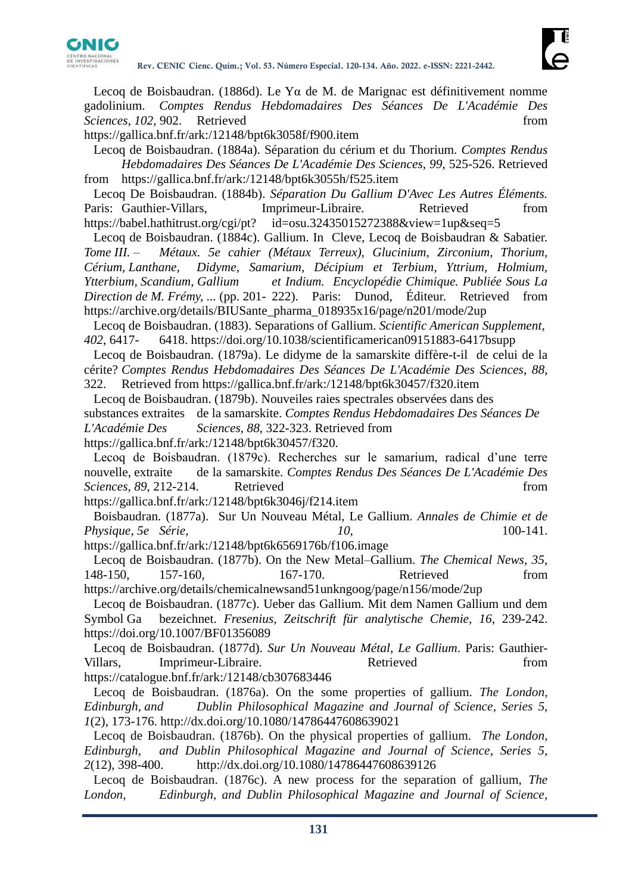Lecoq de Boisbaudran. (1886d). Le Yα de M. de Marignac est définitivement nomme gadolinium. *Comptes Rendus Hebdomadaires Des Séances De L'Académie Des Sciences*, *102*, 902. Retrieved from https://gallica.bnf.fr/ark:/12148/bpt6k3058f/f900.item

Lecoq de Boisbaudran. (1884a). Séparation du cérium et du Thorium. *Comptes Rendus Hebdomadaires Des Séances De L'Académie Des Sciences*, *99*, 525-526. Retrieved from https://gallica.bnf.fr/ark:/12148/bpt6k3055h/f525.item

Lecoq De Boisbaudran. (1884b). *Séparation Du Gallium D'Avec Les Autres Éléments.* Paris: Gauthier-Villars, Imprimeur-Libraire. Retrieved from https://babel.hathitrust.org/cgi/pt? id=osu.32435015272388&view=1up&seq=5

Lecoq de Boisbaudran. (1884c). Gallium. In Cleve, Lecoq de Boisbaudran & Sabatier. *Tome III. – Métaux. 5e cahier (Métaux Terreux), Glucinium, Zirconium, Thorium, Cérium, Lanthane, Didyme, Samarium, Décipium et Terbium, Yttrium, Holmium, Ytterbium, Scandium, Gallium et Indium. Encyclopédie Chimique. Publiée Sous La Direction de M. Frémy, ...* (pp. 201- 222). Paris: Dunod, Éditeur. Retrieved from https://archive.org/details/BIUSante_pharma_018935x16/page/n201/mode/2up

Lecoq de Boisbaudran. (1883). Separations of Gallium. *Scientific American Supplement*, *402*, 6417- 6418. https://doi.org/10.1038/scientificamerican09151883-6417bsupp

Lecoq de Boisbaudran. (1879a). Le didyme de la samarskite diffère-t-il de celui de la cérite? *Comptes Rendus Hebdomadaires Des Séances De L'Académie Des Sciences*, *88*, 322. Retrieved from https://gallica.bnf.fr/ark:/12148/bpt6k30457/f320.item

Lecoq de Boisbaudran. (1879b). Nouveiles raies spectrales observées dans des substances extraites de la samarskite. *Comptes Rendus Hebdomadaires Des Séances De L'Académie Des Sciences*, *88*, 322-323. Retrieved from https://gallica.bnf.fr/ark:/12148/bpt6k30457/f320.

Lecoq de Boisbaudran. (1879c). Recherches sur le samarium, radical d'une terre nouvelle, extraite de la samarskite. *Comptes Rendus Des Séances De L'Académie Des Sciences*, *89*, 212-214. Retrieved from https://gallica.bnf.fr/ark:/12148/bpt6k3046j/f214.item

Boisbaudran. (1877a). Sur Un Nouveau Métal, Le Gallium. *Annales de Chimie et de Physique*, *5e Série*, *10*, 100-141. https://gallica.bnf.fr/ark:/12148/bpt6k6569176b/f106.image

Lecoq de Boisbaudran. (1877b). On the New Metal–Gallium. *The Chemical News*, *35*, 148-150, 157-160, 167-170. Retrieved from https://archive.org/details/chemicalnewsand51unkngoog/page/n156/mode/2up

Lecoq de Boisbaudran. (1877c). Ueber das Gallium. Mit dem Namen Gallium und dem Symbol Ga bezeichnet. *Fresenius, Zeitschrift für analytische Chemie*, *16*, 239-242. https://doi.org/10.1007/BF01356089

Lecoq de Boisbaudran. (1877d). *Sur Un Nouveau Métal, Le Gallium*. Paris: Gauthier-Villars, Imprimeur-Libraire. Retrieved from https://catalogue.bnf.fr/ark:/12148/cb307683446

Lecoq de Boisbaudran. (1876a). On the some properties of gallium. *The London, Edinburgh, and Dublin Philosophical Magazine and Journal of Science, Series 5*, *1*(2), 173-176. http://dx.doi.org/10.1080/14786447608639021

Lecoq de Boisbaudran. (1876b). On the physical properties of gallium. *The London, Edinburgh, and Dublin Philosophical Magazine and Journal of Science, Series 5*, *2*(12), 398-400. http://dx.doi.org/10.1080/14786447608639126

Lecoq de Boisbaudran. (1876c). A new process for the separation of gallium, *The London, Edinburgh, and Dublin Philosophical Magazine and Journal of Science,*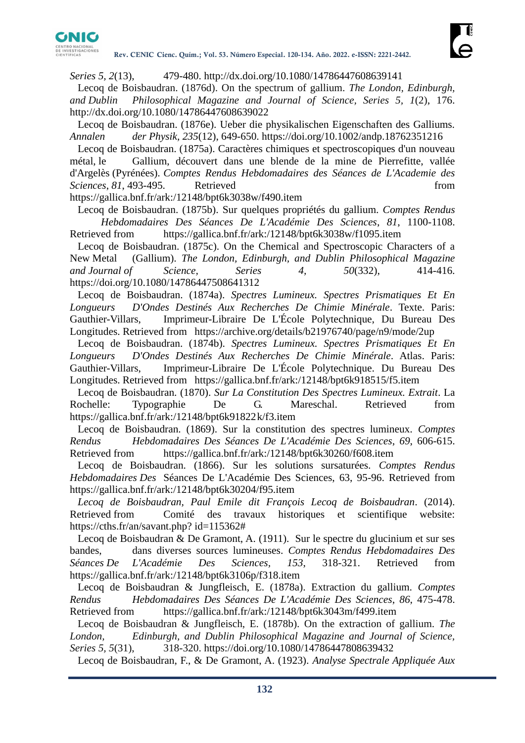*Series 5, 2*(13), 479-480. http://dx.doi.org/10.1080/14786447608639141

Lecoq de Boisbaudran. (1876d). On the spectrum of gallium. *The London, Edinburgh, and Dublin Philosophical Magazine and Journal of Science, Series 5, 1*(2), 176. http://dx.doi.org/10.1080/14786447608639022

Lecoq de Boisbaudran. (1876e). Ueber die physikalischen Eigenschaften des Galliums. *Annalen der Physik, 235*(12), 649-650. https://doi.org/10.1002/andp.18762351216

Lecoq de Boisbaudran. (1875a). Caractères chimiques et spectroscopiques d'un nouveau métal, le Gallium, découvert dans une blende de la mine de Pierrefitte, vallée d'Argelès (Pyrénées). *Comptes Rendus Hebdomadaires des Séances de L'Academie des Sciences, 81*, 493-495. Retrieved from https://gallica.bnf.fr/ark:/12148/bpt6k3038w/f490.item

Lecoq de Boisbaudran. (1875b). Sur quelques propriétés du gallium. *Comptes Rendus Hebdomadaires Des Séances De L'Académie Des Sciences*, *81*, 1100-1108. Retrieved from https://gallica.bnf.fr/ark:/12148/bpt6k3038w/f1095.item

Lecoq de Boisbaudran. (1875c). On the Chemical and Spectroscopic Characters of a New Metal (Gallium). *The London, Edinburgh, and Dublin Philosophical Magazine and Journal of Science, Series 4, 50*(332), 414-416. https://doi.org/10.1080/14786447508641312

Lecoq de Boisbaudran. (1874a). *Spectres Lumineux. Spectres Prismatiques Et En Longueurs D'Ondes Destinés Aux Recherches De Chimie Minérale*. Texte. Paris: Gauthier-Villars, Imprimeur-Libraire De L'École Polytechnique, Du Bureau Des Longitudes. Retrieved from https://archive.org/details/b21976740/page/n9/mode/2up

Lecoq de Boisbaudran. (1874b). *Spectres Lumineux. Spectres Prismatiques Et En Longueurs D'Ondes Destinés Aux Recherches De Chimie Minérale*. Atlas. Paris: Gauthier-Villars, Imprimeur-Libraire De L'École Polytechnique. Du Bureau Des Longitudes. Retrieved from https://gallica.bnf.fr/ark:/12148/bpt6k918515/f5.item

Lecoq de Boisbaudran. (1870). *Sur La Constitution Des Spectres Lumineux. Extrait*. La Rochelle: Typographie De G. Mareschal. Retrieved from https://gallica.bnf.fr/ark:/12148/bpt6k91822k/f3.item

Lecoq de Boisbaudran. (1869). Sur la constitution des spectres lumineux. *Comptes Rendus Hebdomadaires Des Séances De L'Académie Des Sciences*, *69*, 606-615. Retrieved from https://gallica.bnf.fr/ark:/12148/bpt6k30260/f608.item

Lecoq de Boisbaudran. (1866). Sur les solutions sursaturées. *Comptes Rendus Hebdomadaires Des* Séances De L'Académie Des Sciences, 63, 95-96. Retrieved from https://gallica.bnf.fr/ark:/12148/bpt6k30204/f95.item

*Lecoq de Boisbaudran, Paul Emile dit François Lecoq de Boisbaudran*. (2014). Retrieved from Comité des travaux historiques et scientifique website: https://cths.fr/an/savant.php? id=115362#

Lecoq de Boisbaudran & De Gramont, A. (1911). Sur le spectre du glucinium et sur ses bandes, dans diverses sources lumineuses. *Comptes Rendus Hebdomadaires Des Séances De L'Académie Des Sciences, 153*, 318-321. Retrieved from https://gallica.bnf.fr/ark:/12148/bpt6k3106p/f318.item

Lecoq de Boisbaudran & Jungfleisch, E. (1878a). Extraction du gallium. *Comptes Rendus Hebdomadaires Des Séances De L'Académie Des Sciences*, *86*, 475-478. Retrieved from https://gallica.bnf.fr/ark:/12148/bpt6k3043m/f499.item

Lecoq de Boisbaudran & Jungfleisch, E. (1878b). On the extraction of gallium. *The London, Edinburgh, and Dublin Philosophical Magazine and Journal of Science, Series 5, 5*(31), 318-320. https://doi.org/10.1080/14786447808639432

Lecoq de Boisbaudran, F., & De Gramont, A. (1923). *Analyse Spectrale Appliquée Aux*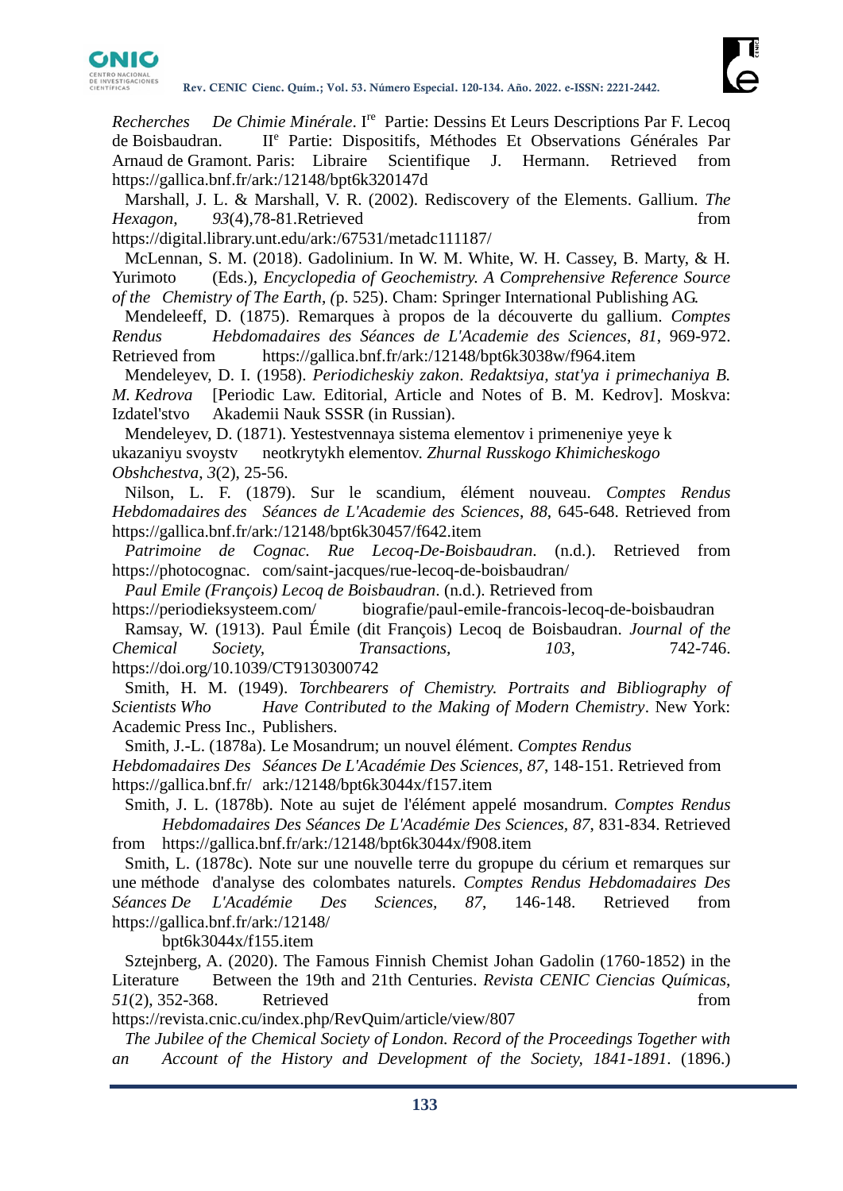*Recherches De Chimie Minérale*. I$^{re}$ Partie: Dessins Et Leurs Descriptions Par F. Lecoq de Boisbaudran. II$^{e}$ Partie: Dispositifs, Méthodes Et Observations Générales Par Arnaud de Gramont. Paris: Libraire Scientifique J. Hermann. Retrieved from https://gallica.bnf.fr/ark:/12148/bpt6k320147d

Marshall, J. L. & Marshall, V. R. (2002). Rediscovery of the Elements. Gallium. *The Hexagon*, *93*(4),78-81.Retrieved from https://digital.library.unt.edu/ark:/67531/metadc111187/

McLennan, S. M. (2018). Gadolinium. In W. M. White, W. H. Cassey, B. Marty, & H. Yurimoto (Eds.), *Encyclopedia of Geochemistry. A Comprehensive Reference Source of the Chemistry of The Earth, (*p. 525). Cham: Springer International Publishing AG*.*

Mendeleeff, D. (1875). Remarques à propos de la découverte du gallium. *Comptes Rendus Hebdomadaires des Séances de L'Academie des Sciences*, *81*, 969-972. Retrieved from https://gallica.bnf.fr/ark:/12148/bpt6k3038w/f964.item

Mendeleyev, D. I. (1958). *Periodicheskiy zakon*. *Redaktsiya, stat'ya i primechaniya B. M. Kedrova* [Periodic Law. Editorial, Article and Notes of B. M. Kedrov]. Moskva: Izdatel'stvo Akademii Nauk SSSR (in Russian).

Mendeleyev, D. (1871). Yestestvennaya sistema elementov i primeneniye yeye k ukazaniyu svoystv neotkrytykh elementov. *Zhurnal Russkogo Khimicheskogo Obshchestva*, *3*(2), 25-56.

Nilson, L. F. (1879). Sur le scandium, élément nouveau. *Comptes Rendus Hebdomadaires des Séances de L'Academie des Sciences*, *88*, 645-648. Retrieved from https://gallica.bnf.fr/ark:/12148/bpt6k30457/f642.item

*Patrimoine de Cognac. Rue Lecoq-De-Boisbaudran*. (n.d.). Retrieved from https://photocognac. com/saint-jacques/rue-lecoq-de-boisbaudran/

*Paul Emile (François) Lecoq de Boisbaudran*. (n.d.). Retrieved from https://periodieksysteem.com/ biografie/paul-emile-francois-lecoq-de-boisbaudran

Ramsay, W. (1913). Paul Émile (dit François) Lecoq de Boisbaudran. *Journal of the Chemical Society, Transactions*, *103*, 742-746. https://doi.org/10.1039/CT9130300742

Smith, H. M. (1949). *Torchbearers of Chemistry. Portraits and Bibliography of Scientists Who Have Contributed to the Making of Modern Chemistry*. New York: Academic Press Inc., Publishers.

Smith, J.-L. (1878a). Le Mosandrum; un nouvel élément. *Comptes Rendus Hebdomadaires Des Séances De L'Académie Des Sciences*, *87*, 148-151. Retrieved from https://gallica.bnf.fr/ ark:/12148/bpt6k3044x/f157.item

Smith, J. L. (1878b). Note au sujet de l'élément appelé mosandrum. *Comptes Rendus Hebdomadaires Des Séances De L'Académie Des Sciences*, *87*, 831-834. Retrieved from https://gallica.bnf.fr/ark:/12148/bpt6k3044x/f908.item

Smith, L. (1878c). Note sur une nouvelle terre du gropupe du cérium et remarques sur une méthode d'analyse des colombates naturels. *Comptes Rendus Hebdomadaires Des Séances De L'Académie Des Sciences, 87*, 146-148. Retrieved from https://gallica.bnf.fr/ark:/12148/ bpt6k3044x/f155.item

Sztejnberg, A. (2020). The Famous Finnish Chemist Johan Gadolin (1760-1852) in the Literature Between the 19th and 21th Centuries. *Revista CENIC Ciencias Químicas*, *51*(2), 352-368. Retrieved from https://revista.cnic.cu/index.php/RevQuim/article/view/807

*The Jubilee of the Chemical Society of London. Record of the Proceedings Together with an Account of the History and Development of the Society, 1841-1891*. (1896.)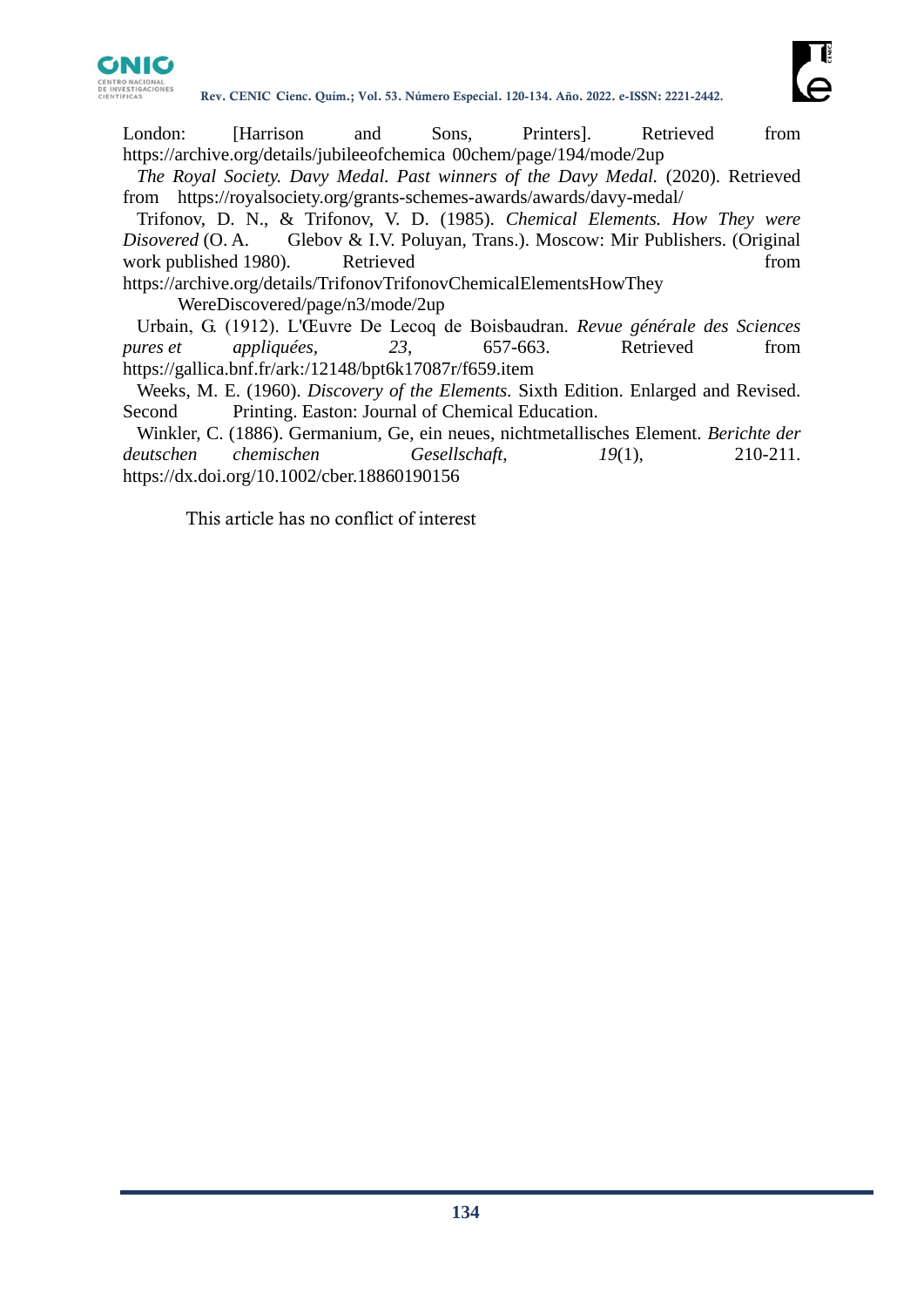London: [Harrison and Sons, Printers]. Retrieved from https://archive.org/details/jubileeofchemica 00chem/page/194/mode/2up

*The Royal Society. Davy Medal. Past winners of the Davy Medal.* (2020). Retrieved from https://royalsociety.org/grants-schemes-awards/awards/davy-medal/

Trifonov, D. N., & Trifonov, V. D. (1985). *Chemical Elements. How They were Disovered* (O. A. Glebov & I.V. Poluyan, Trans.). Moscow: Mir Publishers. (Original work published 1980). Retrieved from https://archive.org/details/TrifonovTrifonovChemicalElementsHowThey WereDiscovered/page/n3/mode/2up

Urbain, G. (1912). L'Œuvre De Lecoq de Boisbaudran. *Revue générale des Sciences pures et appliquées, 23*, 657-663. Retrieved from https://gallica.bnf.fr/ark:/12148/bpt6k17087r/f659.item

Weeks, M. E. (1960). *Discovery of the Elements.* Sixth Edition. Enlarged and Revised. Second Printing. Easton: Journal of Chemical Education.

Winkler, C. (1886). Germanium, Ge, ein neues, nichtmetallisches Element. *Berichte der deutschen chemischen Gesellschaft*, *19*(1), 210-211. https://dx.doi.org/10.1002/cber.18860190156

This article has no conflict of interest